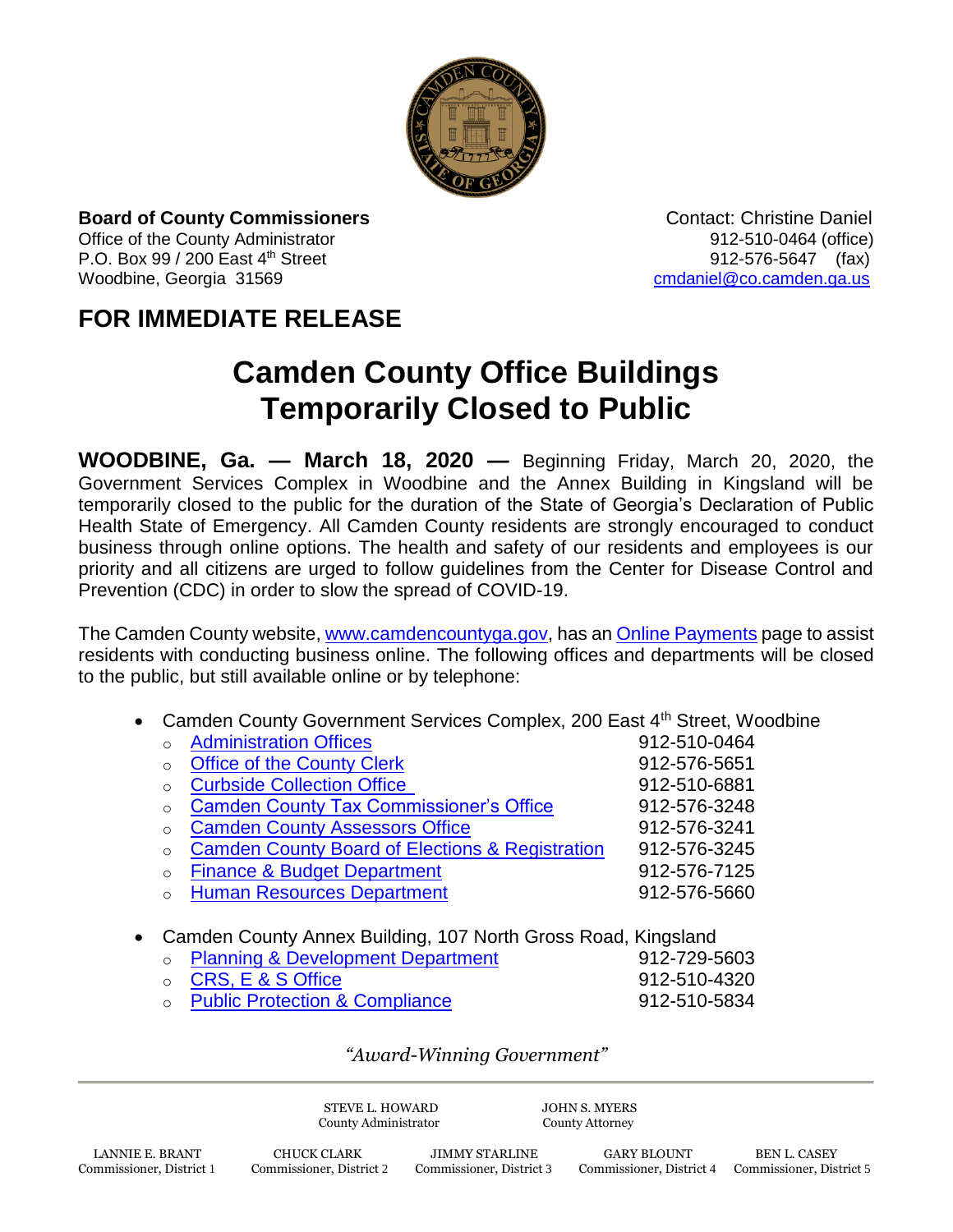**Board of County Commissioners**
Office of the County Administrator
P.O. Box 99 / 200 East 4th Street
Woodbine, Georgia 31569

Contact: Christine Daniel
912-510-0464 (office)
912-576-5647 (fax)
cmdaniel@co.camden.ga.us

## FOR IMMEDIATE RELEASE

# Camden County Office Buildings Temporarily Closed to Public

**WOODBINE, Ga. — March 18, 2020 —** Beginning Friday, March 20, 2020, the Government Services Complex in Woodbine and the Annex Building in Kingsland will be temporarily closed to the public for the duration of the State of Georgia's Declaration of Public Health State of Emergency. All Camden County residents are strongly encouraged to conduct business through online options. The health and safety of our residents and employees is our priority and all citizens are urged to follow guidelines from the Center for Disease Control and Prevention (CDC) in order to slow the spread of COVID-19.

The Camden County website, www.camdencountyga.gov, has an Online Payments page to assist residents with conducting business online. The following offices and departments will be closed to the public, but still available online or by telephone:

- Camden County Government Services Complex, 200 East 4th Street, Woodbine
  - Administration Offices 912-510-0464
  - Office of the County Clerk 912-576-5651
  - Curbside Collection Office 912-510-6881
  - Camden County Tax Commissioner's Office 912-576-3248
  - Camden County Assessors Office 912-576-3241
  - Camden County Board of Elections & Registration 912-576-3245
  - Finance & Budget Department 912-576-7125
  - Human Resources Department 912-576-5660

- Camden County Annex Building, 107 North Gross Road, Kingsland
  - Planning & Development Department 912-729-5603
  - CRS, E & S Office 912-510-4320
  - Public Protection & Compliance 912-510-5834

*"Award-Winning Government"*

STEVE L. HOWARD, County Administrator
JOHN S. MYERS, County Attorney

LANNIE E. BRANT, Commissioner, District 1
CHUCK CLARK, Commissioner, District 2
JIMMY STARLINE, Commissioner, District 3
GARY BLOUNT, Commissioner, District 4
BEN L. CASEY, Commissioner, District 5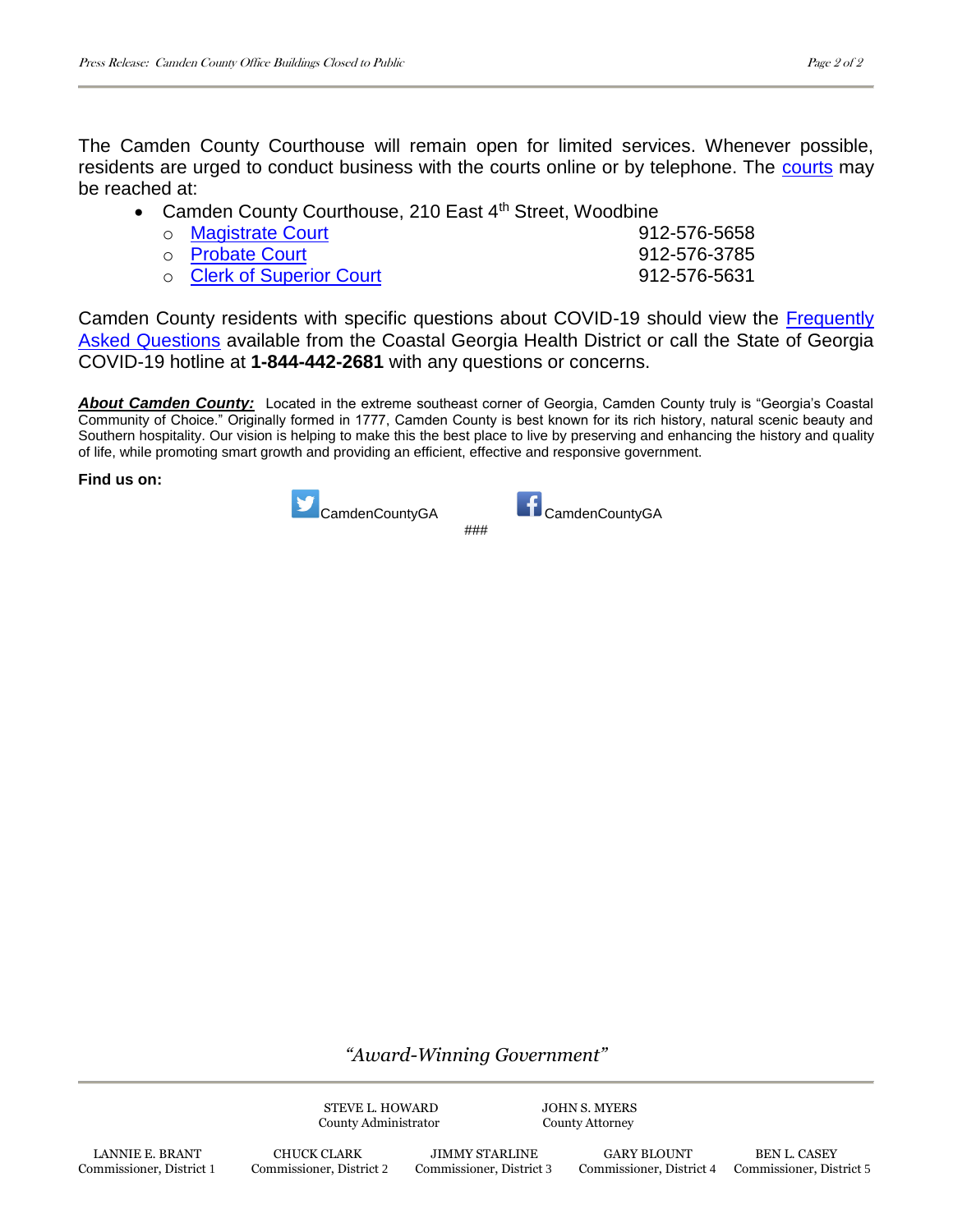The Camden County Courthouse will remain open for limited services. Whenever possible, residents are urged to conduct business with the courts online or by telephone. The courts may be reached at:

- Camden County Courthouse, 210 East 4th Street, Woodbine
  - Magistrate Court 912-576-5658
  - Probate Court 912-576-3785
  - Clerk of Superior Court 912-576-5631

Camden County residents with specific questions about COVID-19 should view the Frequently Asked Questions available from the Coastal Georgia Health District or call the State of Georgia COVID-19 hotline at **1-844-442-2681** with any questions or concerns.

***About Camden County:*** Located in the extreme southeast corner of Georgia, Camden County truly is "Georgia's Coastal Community of Choice." Originally formed in 1777, Camden County is best known for its rich history, natural scenic beauty and Southern hospitality. Our vision is helping to make this the best place to live by preserving and enhancing the history and quality of life, while promoting smart growth and providing an efficient, effective and responsive government.

**Find us on:**

CamdenCountyGA CamdenCountyGA

###

*"Award-Winning Government"*

STEVE L. HOWARD
County Administrator

JOHN S. MYERS
County Attorney

LANNIE E. BRANT
Commissioner, District 1

CHUCK CLARK
Commissioner, District 2

JIMMY STARLINE
Commissioner, District 3

GARY BLOUNT
Commissioner, District 4

BEN L. CASEY
Commissioner, District 5